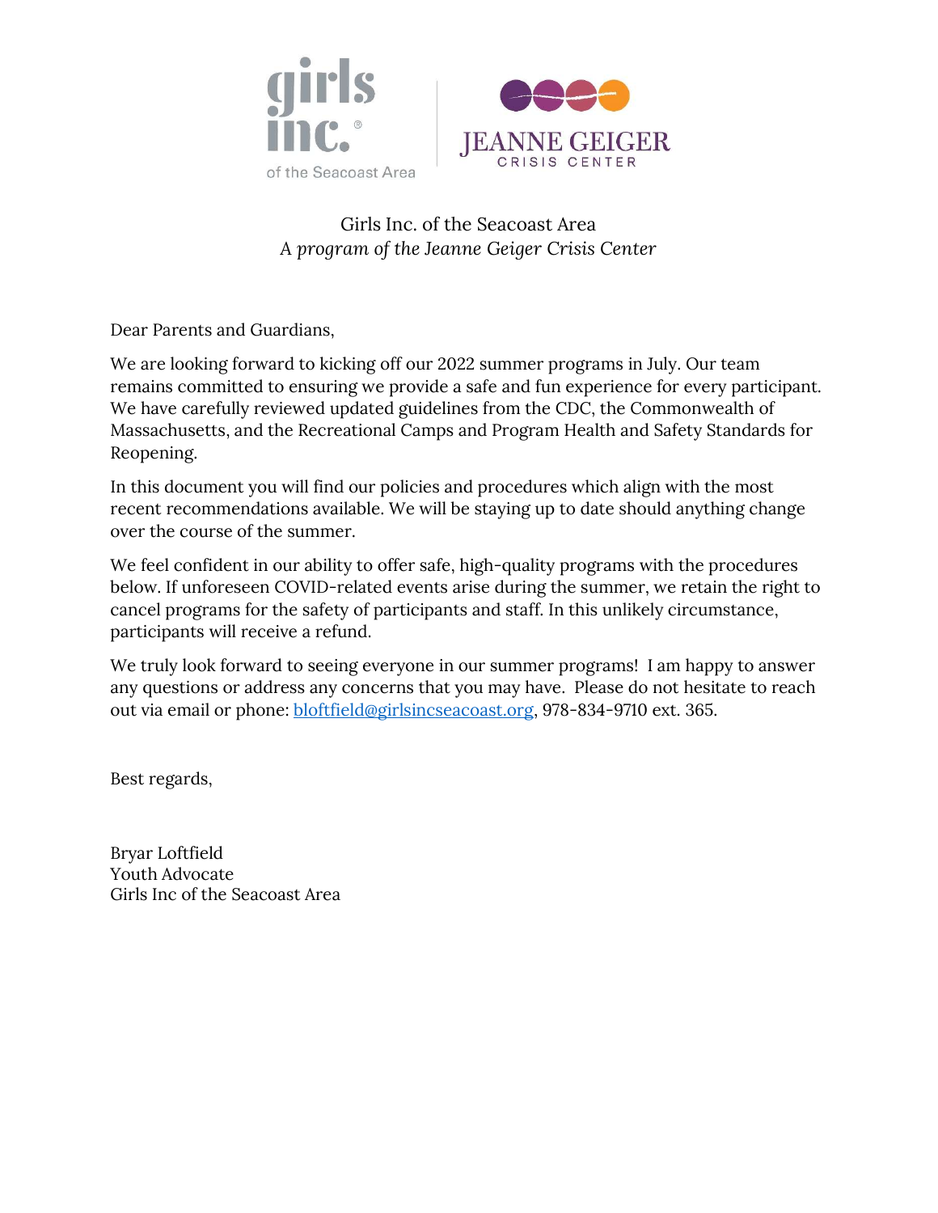girls inc. of the Seacoast Area | JEANNE GEIGER CRISIS CENTER

Girls Inc. of the Seacoast Area
*A program of the Jeanne Geiger Crisis Center*

Dear Parents and Guardians,

We are looking forward to kicking off our 2022 summer programs in July. Our team remains committed to ensuring we provide a safe and fun experience for every participant. We have carefully reviewed updated guidelines from the CDC, the Commonwealth of Massachusetts, and the Recreational Camps and Program Health and Safety Standards for Reopening.

In this document you will find our policies and procedures which align with the most recent recommendations available. We will be staying up to date should anything change over the course of the summer.

We feel confident in our ability to offer safe, high-quality programs with the procedures below. If unforeseen COVID-related events arise during the summer, we retain the right to cancel programs for the safety of participants and staff. In this unlikely circumstance, participants will receive a refund.

We truly look forward to seeing everyone in our summer programs! I am happy to answer any questions or address any concerns that you may have. Please do not hesitate to reach out via email or phone: [bloftfield@girlsincseacoast.org](mailto:bloftfield@girlsincseacoast.org), 978-834-9710 ext. 365.

Best regards,

Bryar Loftfield
Youth Advocate
Girls Inc of the Seacoast Area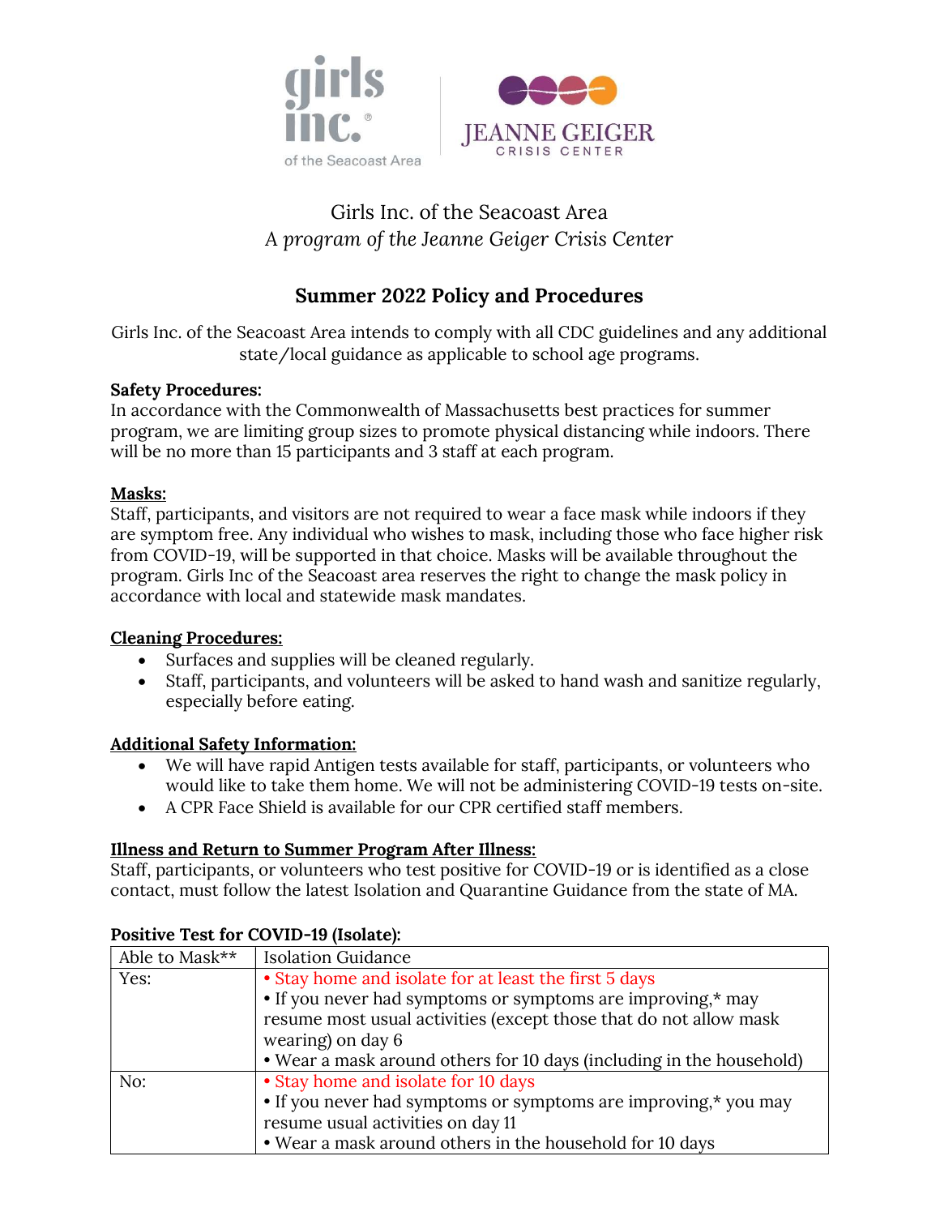Girls Inc. of the Seacoast Area
*A program of the Jeanne Geiger Crisis Center*

## Summer 2022 Policy and Procedures

Girls Inc. of the Seacoast Area intends to comply with all CDC guidelines and any additional state/local guidance as applicable to school age programs.

**Safety Procedures:**
In accordance with the Commonwealth of Massachusetts best practices for summer program, we are limiting group sizes to promote physical distancing while indoors. There will be no more than 15 participants and 3 staff at each program.

**Masks:**
Staff, participants, and visitors are not required to wear a face mask while indoors if they are symptom free. Any individual who wishes to mask, including those who face higher risk from COVID-19, will be supported in that choice. Masks will be available throughout the program. Girls Inc of the Seacoast area reserves the right to change the mask policy in accordance with local and statewide mask mandates.

**Cleaning Procedures:**

- Surfaces and supplies will be cleaned regularly.
- Staff, participants, and volunteers will be asked to hand wash and sanitize regularly, especially before eating.

**Additional Safety Information:**

- We will have rapid Antigen tests available for staff, participants, or volunteers who would like to take them home. We will not be administering COVID-19 tests on-site.
- A CPR Face Shield is available for our CPR certified staff members.

**Illness and Return to Summer Program After Illness:**
Staff, participants, or volunteers who test positive for COVID-19 or is identified as a close contact, must follow the latest Isolation and Quarantine Guidance from the state of MA.

**Positive Test for COVID-19 (Isolate):**

| Able to Mask** | Isolation Guidance |
|---|---|
| Yes: | • Stay home and isolate for at least the first 5 days<br>• If you never had symptoms or symptoms are improving,* may resume most usual activities (except those that do not allow mask wearing) on day 6<br>• Wear a mask around others for 10 days (including in the household) |
| No: | • Stay home and isolate for 10 days<br>• If you never had symptoms or symptoms are improving,* you may resume usual activities on day 11<br>• Wear a mask around others in the household for 10 days |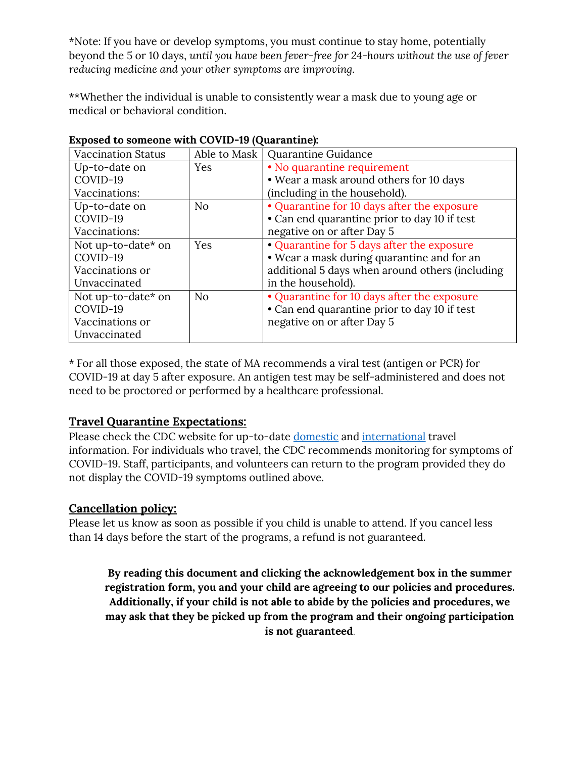*Note: If you have or develop symptoms, you must continue to stay home, potentially beyond the 5 or 10 days, *until you have been fever-free for 24-hours without the use of fever reducing medicine and your other symptoms are improving.*

**Whether the individual is unable to consistently wear a mask due to young age or medical or behavioral condition.

**Exposed to someone with COVID-19 (Quarantine):**

| Vaccination Status | Able to Mask | Quarantine Guidance |
|---|---|---|
| Up-to-date on COVID-19 Vaccinations: | Yes | • No quarantine requirement<br>• Wear a mask around others for 10 days (including in the household). |
| Up-to-date on COVID-19 Vaccinations: | No | • Quarantine for 10 days after the exposure<br>• Can end quarantine prior to day 10 if test negative on or after Day 5 |
| Not up-to-date* on COVID-19 Vaccinations or Unvaccinated | Yes | • Quarantine for 5 days after the exposure<br>• Wear a mask during quarantine and for an additional 5 days when around others (including in the household). |
| Not up-to-date* on COVID-19 Vaccinations or Unvaccinated | No | • Quarantine for 10 days after the exposure<br>• Can end quarantine prior to day 10 if test negative on or after Day 5 |

* For all those exposed, the state of MA recommends a viral test (antigen or PCR) for COVID-19 at day 5 after exposure. An antigen test may be self-administered and does not need to be proctored or performed by a healthcare professional.

## Travel Quarantine Expectations:

Please check the CDC website for up-to-date domestic and international travel information. For individuals who travel, the CDC recommends monitoring for symptoms of COVID-19. Staff, participants, and volunteers can return to the program provided they do not display the COVID-19 symptoms outlined above.

## Cancellation policy:

Please let us know as soon as possible if you child is unable to attend. If you cancel less than 14 days before the start of the programs, a refund is not guaranteed.

**By reading this document and clicking the acknowledgement box in the summer registration form, you and your child are agreeing to our policies and procedures. Additionally, if your child is not able to abide by the policies and procedures, we may ask that they be picked up from the program and their ongoing participation is not guaranteed**.